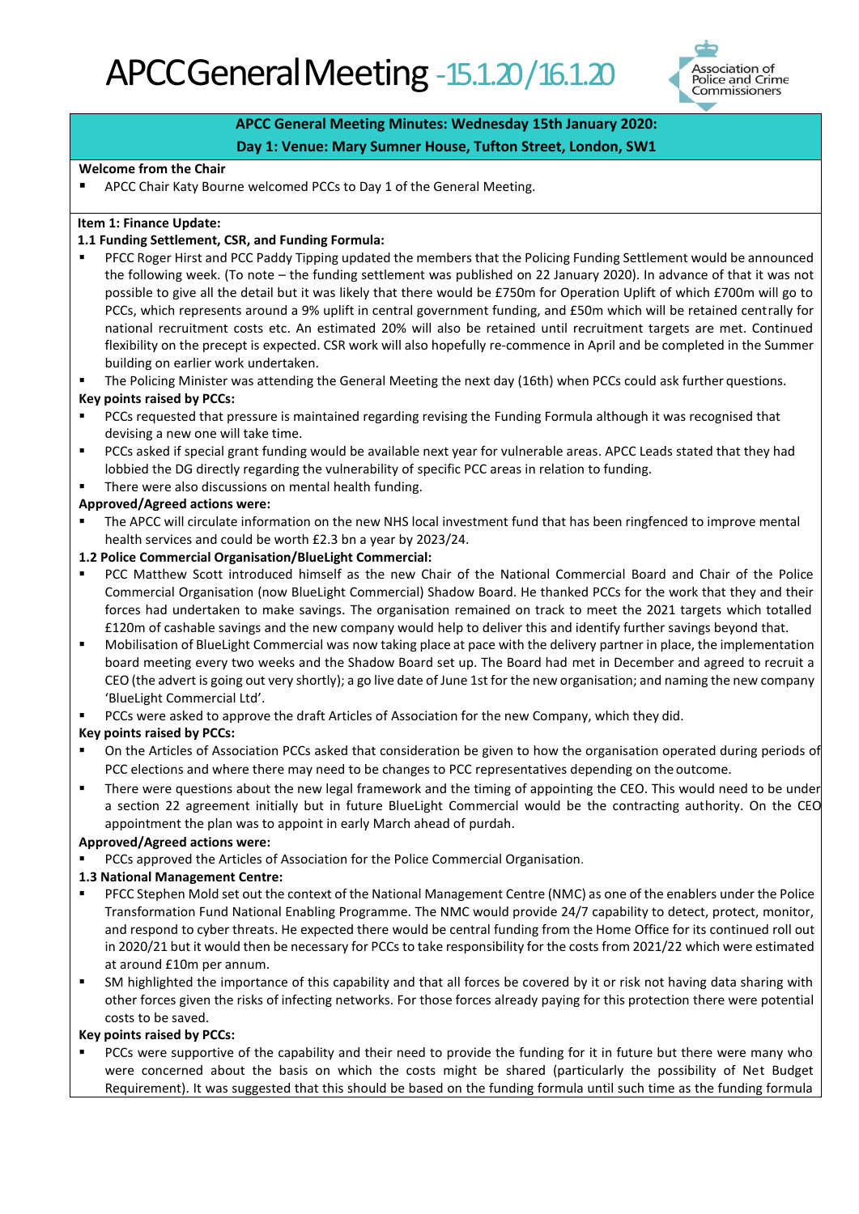# APCC General Meeting - 15.1.20 / 16.1.20

**APCC General Meeting Minutes: Wednesday 15th January 2020:**
**Day 1: Venue: Mary Sumner House, Tufton Street, London, SW1**

**Welcome from the Chair**

- APCC Chair Katy Bourne welcomed PCCs to Day 1 of the General Meeting.

**Item 1: Finance Update:**

**1.1 Funding Settlement, CSR, and Funding Formula:**

- PFCC Roger Hirst and PCC Paddy Tipping updated the members that the Policing Funding Settlement would be announced the following week. (To note – the funding settlement was published on 22 January 2020). In advance of that it was not possible to give all the detail but it was likely that there would be £750m for Operation Uplift of which £700m will go to PCCs, which represents around a 9% uplift in central government funding, and £50m which will be retained centrally for national recruitment costs etc. An estimated 20% will also be retained until recruitment targets are met. Continued flexibility on the precept is expected. CSR work will also hopefully re-commence in April and be completed in the Summer building on earlier work undertaken.
- The Policing Minister was attending the General Meeting the next day (16th) when PCCs could ask further questions.

**Key points raised by PCCs:**

- PCCs requested that pressure is maintained regarding revising the Funding Formula although it was recognised that devising a new one will take time.
- PCCs asked if special grant funding would be available next year for vulnerable areas. APCC Leads stated that they had lobbied the DG directly regarding the vulnerability of specific PCC areas in relation to funding.
- There were also discussions on mental health funding.

**Approved/Agreed actions were:**

- The APCC will circulate information on the new NHS local investment fund that has been ringfenced to improve mental health services and could be worth £2.3 bn a year by 2023/24.

**1.2 Police Commercial Organisation/BlueLight Commercial:**

- PCC Matthew Scott introduced himself as the new Chair of the National Commercial Board and Chair of the Police Commercial Organisation (now BlueLight Commercial) Shadow Board. He thanked PCCs for the work that they and their forces had undertaken to make savings. The organisation remained on track to meet the 2021 targets which totalled £120m of cashable savings and the new company would help to deliver this and identify further savings beyond that.
- Mobilisation of BlueLight Commercial was now taking place at pace with the delivery partner in place, the implementation board meeting every two weeks and the Shadow Board set up. The Board had met in December and agreed to recruit a CEO (the advert is going out very shortly); a go live date of June 1st for the new organisation; and naming the new company 'BlueLight Commercial Ltd'.
- PCCs were asked to approve the draft Articles of Association for the new Company, which they did.

**Key points raised by PCCs:**

- On the Articles of Association PCCs asked that consideration be given to how the organisation operated during periods of PCC elections and where there may need to be changes to PCC representatives depending on the outcome.
- There were questions about the new legal framework and the timing of appointing the CEO. This would need to be under a section 22 agreement initially but in future BlueLight Commercial would be the contracting authority. On the CEO appointment the plan was to appoint in early March ahead of purdah.

**Approved/Agreed actions were:**

- PCCs approved the Articles of Association for the Police Commercial Organisation.

**1.3 National Management Centre:**

- PFCC Stephen Mold set out the context of the National Management Centre (NMC) as one of the enablers under the Police Transformation Fund National Enabling Programme. The NMC would provide 24/7 capability to detect, protect, monitor, and respond to cyber threats. He expected there would be central funding from the Home Office for its continued roll out in 2020/21 but it would then be necessary for PCCs to take responsibility for the costs from 2021/22 which were estimated at around £10m per annum.
- SM highlighted the importance of this capability and that all forces be covered by it or risk not having data sharing with other forces given the risks of infecting networks. For those forces already paying for this protection there were potential costs to be saved.

**Key points raised by PCCs:**

- PCCs were supportive of the capability and their need to provide the funding for it in future but there were many who were concerned about the basis on which the costs might be shared (particularly the possibility of Net Budget Requirement). It was suggested that this should be based on the funding formula until such time as the funding formula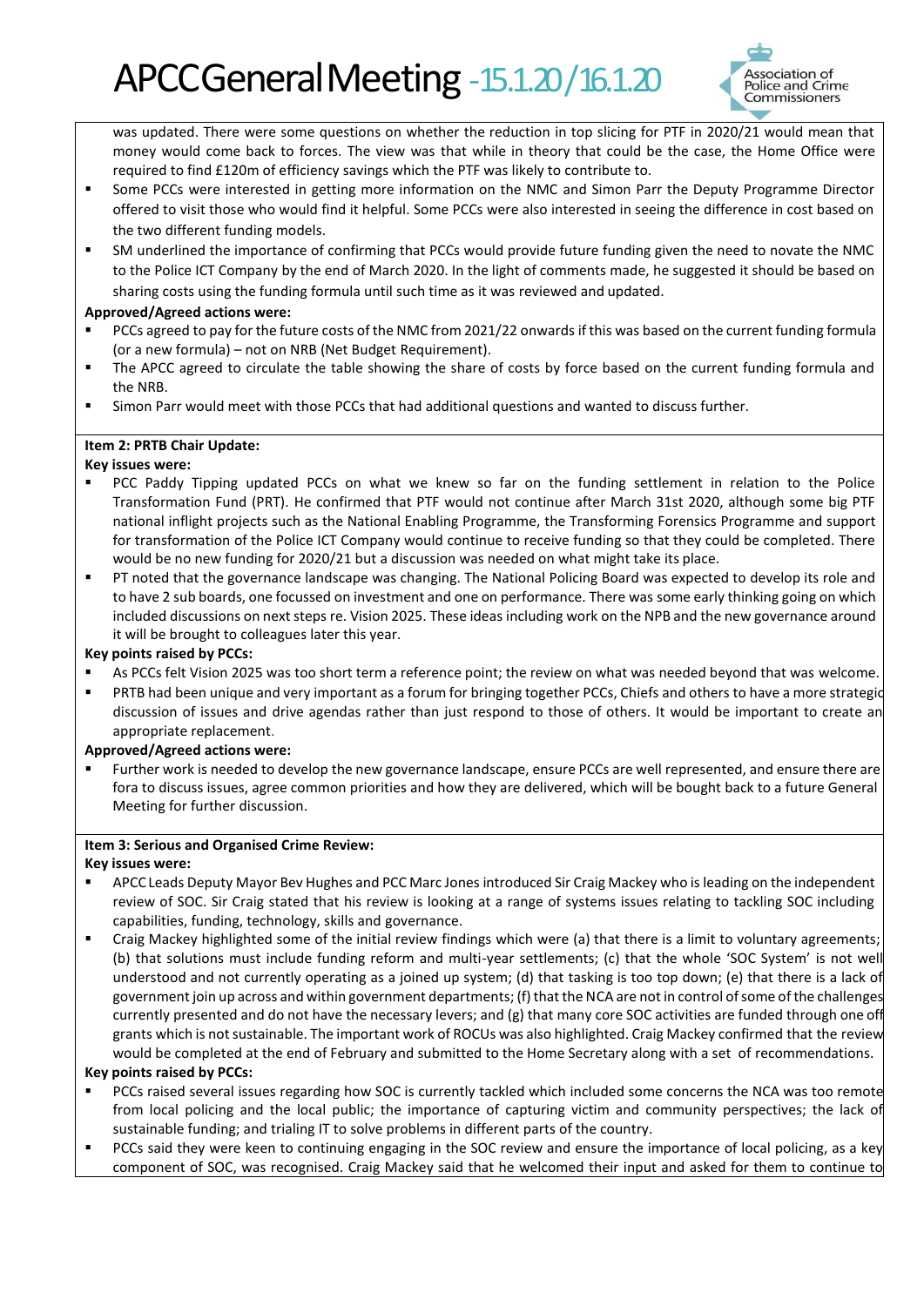was updated. There were some questions on whether the reduction in top slicing for PTF in 2020/21 would mean that money would come back to forces. The view was that while in theory that could be the case, the Home Office were required to find £120m of efficiency savings which the PTF was likely to contribute to.

- Some PCCs were interested in getting more information on the NMC and Simon Parr the Deputy Programme Director offered to visit those who would find it helpful. Some PCCs were also interested in seeing the difference in cost based on the two different funding models.
- SM underlined the importance of confirming that PCCs would provide future funding given the need to novate the NMC to the Police ICT Company by the end of March 2020. In the light of comments made, he suggested it should be based on sharing costs using the funding formula until such time as it was reviewed and updated.

**Approved/Agreed actions were:**

- PCCs agreed to pay for the future costs of the NMC from 2021/22 onwards if this was based on the current funding formula (or a new formula) – not on NRB (Net Budget Requirement).
- The APCC agreed to circulate the table showing the share of costs by force based on the current funding formula and the NRB.
- Simon Parr would meet with those PCCs that had additional questions and wanted to discuss further.

**Item 2: PRTB Chair Update:**

**Key issues were:**

- PCC Paddy Tipping updated PCCs on what we knew so far on the funding settlement in relation to the Police Transformation Fund (PRT). He confirmed that PTF would not continue after March 31st 2020, although some big PTF national inflight projects such as the National Enabling Programme, the Transforming Forensics Programme and support for transformation of the Police ICT Company would continue to receive funding so that they could be completed. There would be no new funding for 2020/21 but a discussion was needed on what might take its place.
- PT noted that the governance landscape was changing. The National Policing Board was expected to develop its role and to have 2 sub boards, one focussed on investment and one on performance. There was some early thinking going on which included discussions on next steps re. Vision 2025. These ideas including work on the NPB and the new governance around it will be brought to colleagues later this year.

**Key points raised by PCCs:**

- As PCCs felt Vision 2025 was too short term a reference point; the review on what was needed beyond that was welcome.
- PRTB had been unique and very important as a forum for bringing together PCCs, Chiefs and others to have a more strategic discussion of issues and drive agendas rather than just respond to those of others. It would be important to create an appropriate replacement.

**Approved/Agreed actions were:**

- Further work is needed to develop the new governance landscape, ensure PCCs are well represented, and ensure there are fora to discuss issues, agree common priorities and how they are delivered, which will be bought back to a future General Meeting for further discussion.

**Item 3: Serious and Organised Crime Review:**

**Key issues were:**

- APCC Leads Deputy Mayor Bev Hughes and PCC Marc Jones introduced Sir Craig Mackey who is leading on the independent review of SOC. Sir Craig stated that his review is looking at a range of systems issues relating to tackling SOC including capabilities, funding, technology, skills and governance.
- Craig Mackey highlighted some of the initial review findings which were (a) that there is a limit to voluntary agreements; (b) that solutions must include funding reform and multi-year settlements; (c) that the whole 'SOC System' is not well understood and not currently operating as a joined up system; (d) that tasking is too top down; (e) that there is a lack of government join up across and within government departments; (f) that the NCA are not in control of some of the challenges currently presented and do not have the necessary levers; and (g) that many core SOC activities are funded through one off grants which is not sustainable. The important work of ROCUs was also highlighted. Craig Mackey confirmed that the review would be completed at the end of February and submitted to the Home Secretary along with a set of recommendations.

**Key points raised by PCCs:**

- PCCs raised several issues regarding how SOC is currently tackled which included some concerns the NCA was too remote from local policing and the local public; the importance of capturing victim and community perspectives; the lack of sustainable funding; and trialing IT to solve problems in different parts of the country.
- PCCs said they were keen to continuing engaging in the SOC review and ensure the importance of local policing, as a key component of SOC, was recognised. Craig Mackey said that he welcomed their input and asked for them to continue to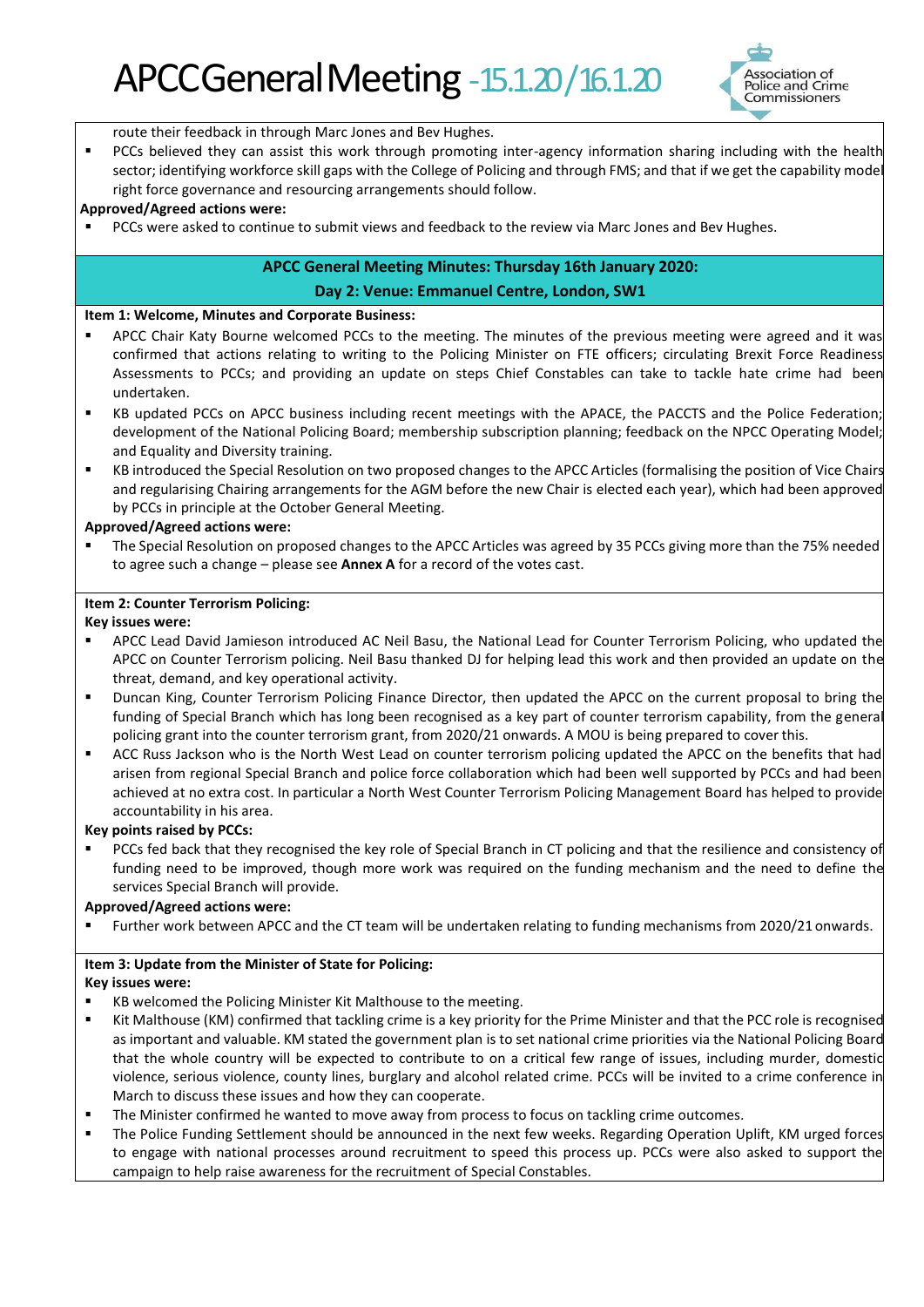route their feedback in through Marc Jones and Bev Hughes.

- PCCs believed they can assist this work through promoting inter-agency information sharing including with the health sector; identifying workforce skill gaps with the College of Policing and through FMS; and that if we get the capability model right force governance and resourcing arrangements should follow.

**Approved/Agreed actions were:**

- PCCs were asked to continue to submit views and feedback to the review via Marc Jones and Bev Hughes.

## APCC General Meeting Minutes: Thursday 16th January 2020: Day 2: Venue: Emmanuel Centre, London, SW1

**Item 1: Welcome, Minutes and Corporate Business:**

- APCC Chair Katy Bourne welcomed PCCs to the meeting. The minutes of the previous meeting were agreed and it was confirmed that actions relating to writing to the Policing Minister on FTE officers; circulating Brexit Force Readiness Assessments to PCCs; and providing an update on steps Chief Constables can take to tackle hate crime had been undertaken.
- KB updated PCCs on APCC business including recent meetings with the APACE, the PACCTS and the Police Federation; development of the National Policing Board; membership subscription planning; feedback on the NPCC Operating Model; and Equality and Diversity training.
- KB introduced the Special Resolution on two proposed changes to the APCC Articles (formalising the position of Vice Chairs and regularising Chairing arrangements for the AGM before the new Chair is elected each year), which had been approved by PCCs in principle at the October General Meeting.

**Approved/Agreed actions were:**

- The Special Resolution on proposed changes to the APCC Articles was agreed by 35 PCCs giving more than the 75% needed to agree such a change – please see **Annex A** for a record of the votes cast.

**Item 2: Counter Terrorism Policing:**

**Key issues were:**

- APCC Lead David Jamieson introduced AC Neil Basu, the National Lead for Counter Terrorism Policing, who updated the APCC on Counter Terrorism policing. Neil Basu thanked DJ for helping lead this work and then provided an update on the threat, demand, and key operational activity.
- Duncan King, Counter Terrorism Policing Finance Director, then updated the APCC on the current proposal to bring the funding of Special Branch which has long been recognised as a key part of counter terrorism capability, from the general policing grant into the counter terrorism grant, from 2020/21 onwards. A MOU is being prepared to cover this.
- ACC Russ Jackson who is the North West Lead on counter terrorism policing updated the APCC on the benefits that had arisen from regional Special Branch and police force collaboration which had been well supported by PCCs and had been achieved at no extra cost. In particular a North West Counter Terrorism Policing Management Board has helped to provide accountability in his area.

**Key points raised by PCCs:**

- PCCs fed back that they recognised the key role of Special Branch in CT policing and that the resilience and consistency of funding need to be improved, though more work was required on the funding mechanism and the need to define the services Special Branch will provide.

**Approved/Agreed actions were:**

- Further work between APCC and the CT team will be undertaken relating to funding mechanisms from 2020/21 onwards.

**Item 3: Update from the Minister of State for Policing:**

**Key issues were:**

- KB welcomed the Policing Minister Kit Malthouse to the meeting.
- Kit Malthouse (KM) confirmed that tackling crime is a key priority for the Prime Minister and that the PCC role is recognised as important and valuable. KM stated the government plan is to set national crime priorities via the National Policing Board that the whole country will be expected to contribute to on a critical few range of issues, including murder, domestic violence, serious violence, county lines, burglary and alcohol related crime. PCCs will be invited to a crime conference in March to discuss these issues and how they can cooperate.
- The Minister confirmed he wanted to move away from process to focus on tackling crime outcomes.
- The Police Funding Settlement should be announced in the next few weeks. Regarding Operation Uplift, KM urged forces to engage with national processes around recruitment to speed this process up. PCCs were also asked to support the campaign to help raise awareness for the recruitment of Special Constables.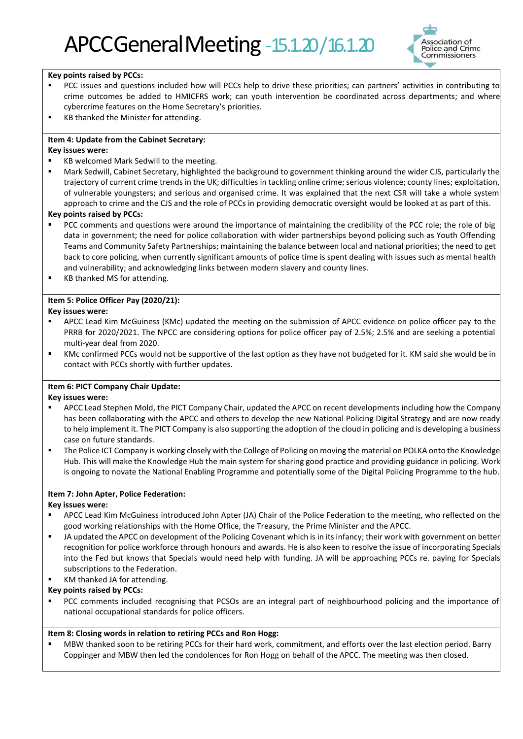**Key points raised by PCCs:**

- PCC issues and questions included how will PCCs help to drive these priorities; can partners' activities in contributing to crime outcomes be added to HMICFRS work; can youth intervention be coordinated across departments; and where cybercrime features on the Home Secretary's priorities.
- KB thanked the Minister for attending.

**Item 4: Update from the Cabinet Secretary:**

**Key issues were:**

- KB welcomed Mark Sedwill to the meeting.
- Mark Sedwill, Cabinet Secretary, highlighted the background to government thinking around the wider CJS, particularly the trajectory of current crime trends in the UK; difficulties in tackling online crime; serious violence; county lines; exploitation, of vulnerable youngsters; and serious and organised crime. It was explained that the next CSR will take a whole system approach to crime and the CJS and the role of PCCs in providing democratic oversight would be looked at as part of this.

**Key points raised by PCCs:**

- PCC comments and questions were around the importance of maintaining the credibility of the PCC role; the role of big data in government; the need for police collaboration with wider partnerships beyond policing such as Youth Offending Teams and Community Safety Partnerships; maintaining the balance between local and national priorities; the need to get back to core policing, when currently significant amounts of police time is spent dealing with issues such as mental health and vulnerability; and acknowledging links between modern slavery and county lines.
- KB thanked MS for attending.

**Item 5: Police Officer Pay (2020/21):**

**Key issues were:**

- APCC Lead Kim McGuiness (KMc) updated the meeting on the submission of APCC evidence on police officer pay to the PRRB for 2020/2021. The NPCC are considering options for police officer pay of 2.5%; 2.5% and are seeking a potential multi-year deal from 2020.
- KMc confirmed PCCs would not be supportive of the last option as they have not budgeted for it. KM said she would be in contact with PCCs shortly with further updates.

**Item 6: PICT Company Chair Update:**

**Key issues were:**

- APCC Lead Stephen Mold, the PICT Company Chair, updated the APCC on recent developments including how the Company has been collaborating with the APCC and others to develop the new National Policing Digital Strategy and are now ready to help implement it. The PICT Company is also supporting the adoption of the cloud in policing and is developing a business case on future standards.
- The Police ICT Company is working closely with the College of Policing on moving the material on POLKA onto the Knowledge Hub. This will make the Knowledge Hub the main system for sharing good practice and providing guidance in policing. Work is ongoing to novate the National Enabling Programme and potentially some of the Digital Policing Programme to the hub.

**Item 7: John Apter, Police Federation:**

**Key issues were:**

- APCC Lead Kim McGuiness introduced John Apter (JA) Chair of the Police Federation to the meeting, who reflected on the good working relationships with the Home Office, the Treasury, the Prime Minister and the APCC.
- JA updated the APCC on development of the Policing Covenant which is in its infancy; their work with government on better recognition for police workforce through honours and awards. He is also keen to resolve the issue of incorporating Specials into the Fed but knows that Specials would need help with funding. JA will be approaching PCCs re. paying for Specials subscriptions to the Federation.
- KM thanked JA for attending.

**Key points raised by PCCs:**

- PCC comments included recognising that PCSOs are an integral part of neighbourhood policing and the importance of national occupational standards for police officers.

**Item 8: Closing words in relation to retiring PCCs and Ron Hogg:**

- MBW thanked soon to be retiring PCCs for their hard work, commitment, and efforts over the last election period. Barry Coppinger and MBW then led the condolences for Ron Hogg on behalf of the APCC. The meeting was then closed.